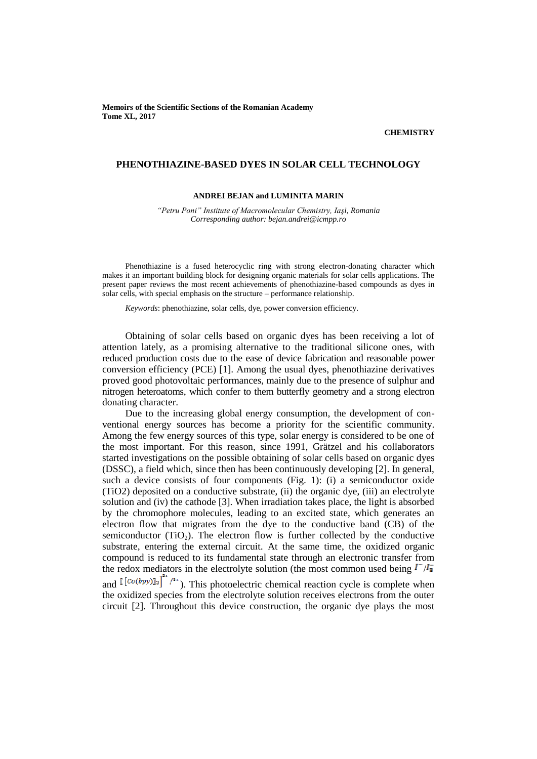**Memoirs of the Scientific Sections of the Romanian Academy**
**Tome XL, 2017**

**CHEMISTRY**

# PHENOTHIAZINE-BASED DYES IN SOLAR CELL TECHNOLOGY

**ANDREI BEJAN and LUMINITA MARIN**

*"Petru Poni" Institute of Macromolecular Chemistry, Iaşi, Romania*
*Corresponding author: bejan.andrei@icmpp.ro*

Phenothiazine is a fused heterocyclic ring with strong electron-donating character which makes it an important building block for designing organic materials for solar cells applications. The present paper reviews the most recent achievements of phenothiazine-based compounds as dyes in solar cells, with special emphasis on the structure – performance relationship.

*Keywords*: phenothiazine, solar cells, dye, power conversion efficiency.

Obtaining of solar cells based on organic dyes has been receiving a lot of attention lately, as a promising alternative to the traditional silicone ones, with reduced production costs due to the ease of device fabrication and reasonable power conversion efficiency (PCE) [1]. Among the usual dyes, phenothiazine derivatives proved good photovoltaic performances, mainly due to the presence of sulphur and nitrogen heteroatoms, which confer to them butterfly geometry and a strong electron donating character.

Due to the increasing global energy consumption, the development of conventional energy sources has become a priority for the scientific community. Among the few energy sources of this type, solar energy is considered to be one of the most important. For this reason, since 1991, Grätzel and his collaborators started investigations on the possible obtaining of solar cells based on organic dyes (DSSC), a field which, since then has been continuously developing [2]. In general, such a device consists of four components (Fig. 1): (i) a semiconductor oxide (TiO2) deposited on a conductive substrate, (ii) the organic dye, (iii) an electrolyte solution and (iv) the cathode [3]. When irradiation takes place, the light is absorbed by the chromophore molecules, leading to an excited state, which generates an electron flow that migrates from the dye to the conductive band (CB) of the semiconductor ($TiO_2$). The electron flow is further collected by the conductive substrate, entering the external circuit. At the same time, the oxidized organic compound is reduced to its fundamental state through an electronic transfer from the redox mediators in the electrolyte solution (the most common used being $I^-/I_3^-$ and $[Co(bpy)_3]^{2+/3+}$). This photoelectric chemical reaction cycle is complete when the oxidized species from the electrolyte solution receives electrons from the outer circuit [2]. Throughout this device construction, the organic dye plays the most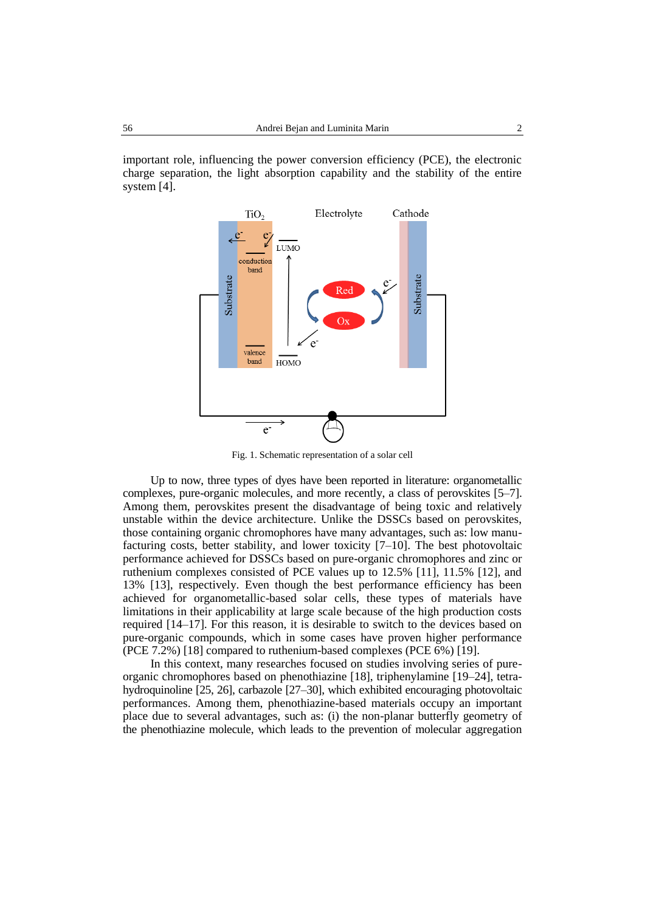important role, influencing the power conversion efficiency (PCE), the electronic charge separation, the light absorption capability and the stability of the entire system [4].

Fig. 1. Schematic representation of a solar cell

Up to now, three types of dyes have been reported in literature: organometallic complexes, pure-organic molecules, and more recently, a class of perovskites [5–7]. Among them, perovskites present the disadvantage of being toxic and relatively unstable within the device architecture. Unlike the DSSCs based on perovskites, those containing organic chromophores have many advantages, such as: low manufacturing costs, better stability, and lower toxicity [7–10]. The best photovoltaic performance achieved for DSSCs based on pure-organic chromophores and zinc or ruthenium complexes consisted of PCE values up to 12.5% [11], 11.5% [12], and 13% [13], respectively. Even though the best performance efficiency has been achieved for organometallic-based solar cells, these types of materials have limitations in their applicability at large scale because of the high production costs required [14–17]. For this reason, it is desirable to switch to the devices based on pure-organic compounds, which in some cases have proven higher performance (PCE 7.2%) [18] compared to ruthenium-based complexes (PCE 6%) [19].

In this context, many researches focused on studies involving series of pure-organic chromophores based on phenothiazine [18], triphenylamine [19–24], tetrahydroquinoline [25, 26], carbazole [27–30], which exhibited encouraging photovoltaic performances. Among them, phenothiazine-based materials occupy an important place due to several advantages, such as: (i) the non-planar butterfly geometry of the phenothiazine molecule, which leads to the prevention of molecular aggregation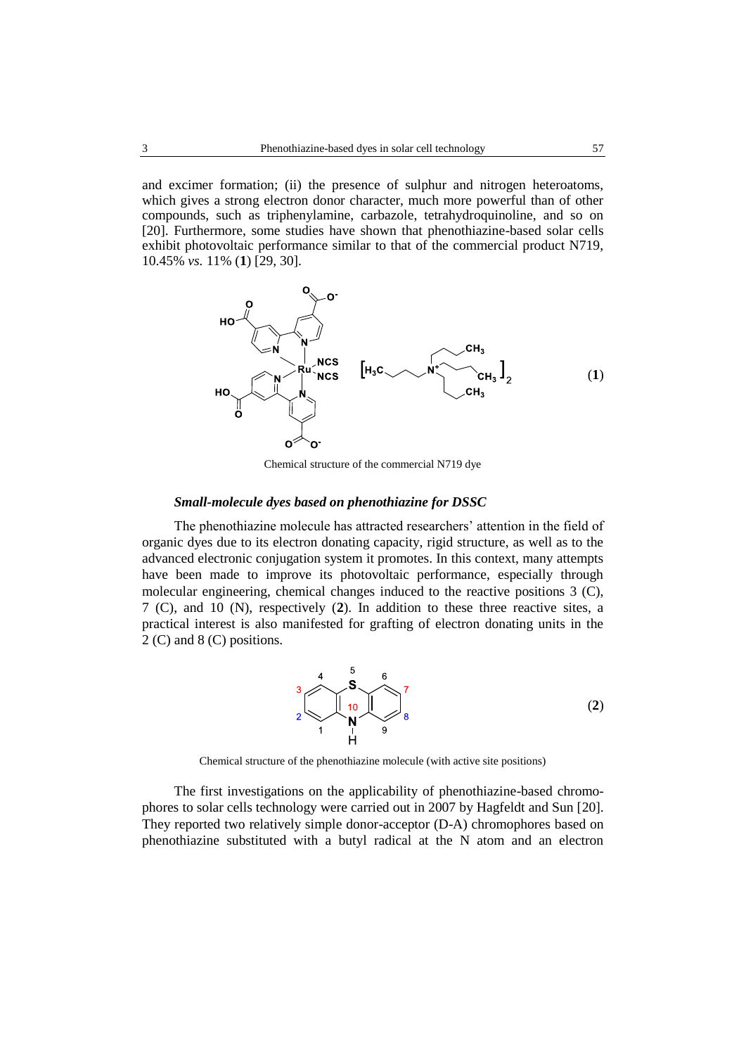and excimer formation; (ii) the presence of sulphur and nitrogen heteroatoms, which gives a strong electron donor character, much more powerful than of other compounds, such as triphenylamine, carbazole, tetrahydroquinoline, and so on [20]. Furthermore, some studies have shown that phenothiazine-based solar cells exhibit photovoltaic performance similar to that of the commercial product N719, 10.45% *vs.* 11% (**1**) [29, 30].

(**1**)

Chemical structure of the commercial N719 dye

### *Small-molecule dyes based on phenothiazine for DSSC*

The phenothiazine molecule has attracted researchers' attention in the field of organic dyes due to its electron donating capacity, rigid structure, as well as to the advanced electronic conjugation system it promotes. In this context, many attempts have been made to improve its photovoltaic performance, especially through molecular engineering, chemical changes induced to the reactive positions 3 (C), 7 (C), and 10 (N), respectively (**2**). In addition to these three reactive sites, a practical interest is also manifested for grafting of electron donating units in the 2 (C) and 8 (C) positions.

(**2**)

Chemical structure of the phenothiazine molecule (with active site positions)

The first investigations on the applicability of phenothiazine-based chromophores to solar cells technology were carried out in 2007 by Hagfeldt and Sun [20]. They reported two relatively simple donor-acceptor (D-A) chromophores based on phenothiazine substituted with a butyl radical at the N atom and an electron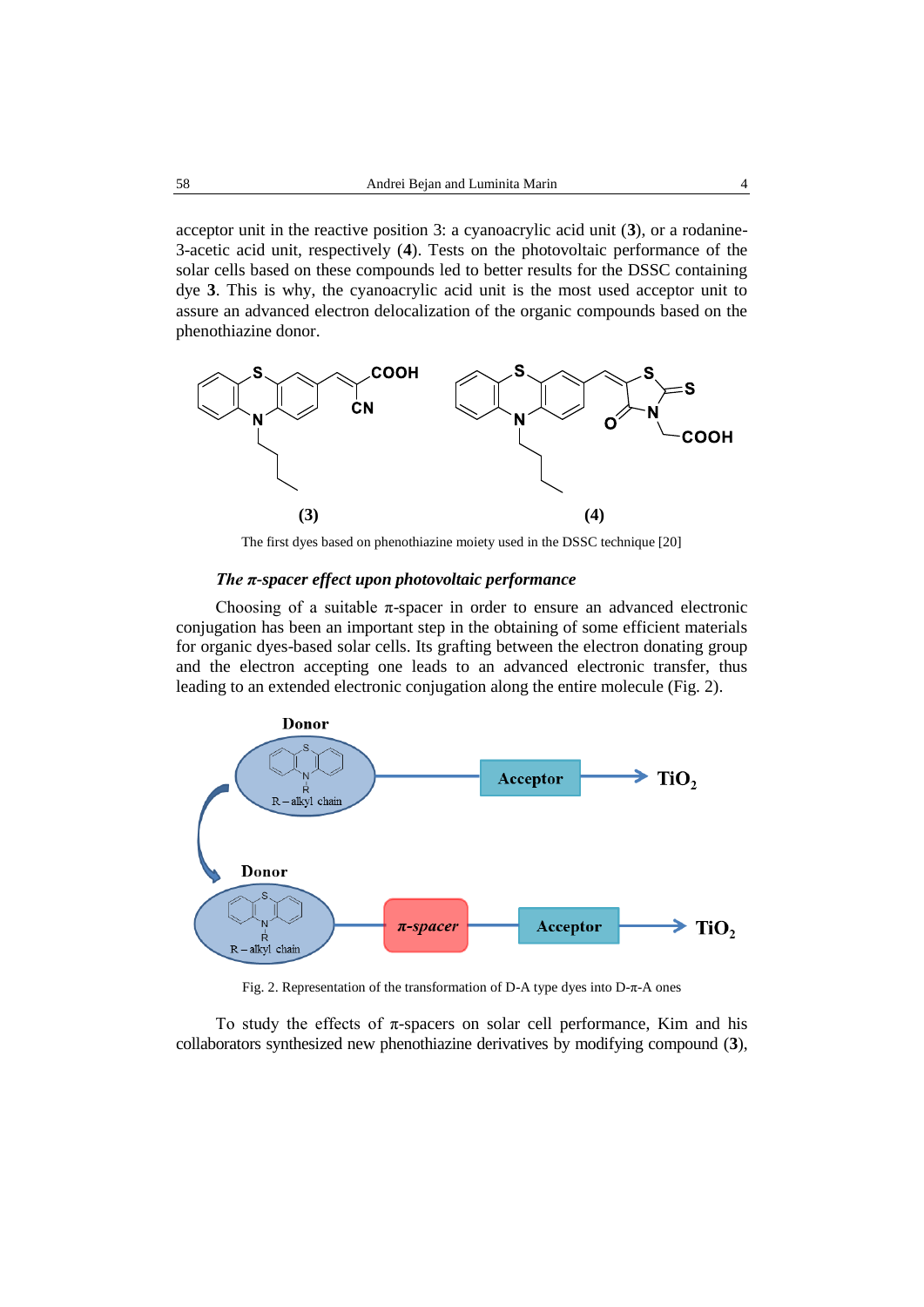acceptor unit in the reactive position 3: a cyanoacrylic acid unit (**3**), or a rodanine-3-acetic acid unit, respectively (**4**). Tests on the photovoltaic performance of the solar cells based on these compounds led to better results for the DSSC containing dye **3**. This is why, the cyanoacrylic acid unit is the most used acceptor unit to assure an advanced electron delocalization of the organic compounds based on the phenothiazine donor.

The first dyes based on phenothiazine moiety used in the DSSC technique [20]

### *The π-spacer effect upon photovoltaic performance*

Choosing of a suitable π-spacer in order to ensure an advanced electronic conjugation has been an important step in the obtaining of some efficient materials for organic dyes-based solar cells. Its grafting between the electron donating group and the electron accepting one leads to an advanced electronic transfer, thus leading to an extended electronic conjugation along the entire molecule (Fig. 2).

Fig. 2. Representation of the transformation of D-A type dyes into D-π-A ones

To study the effects of π-spacers on solar cell performance, Kim and his collaborators synthesized new phenothiazine derivatives by modifying compound (**3**),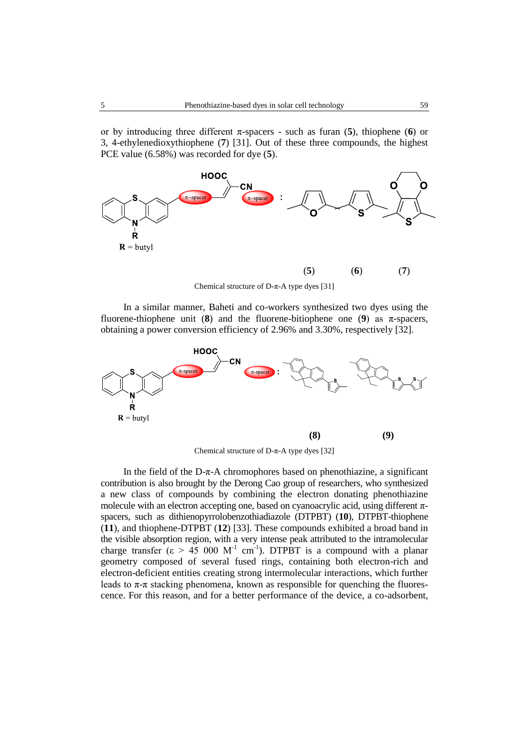or by introducing three different π-spacers - such as furan (**5**), thiophene (**6**) or 3, 4-ethylenedioxythiophene (**7**) [31]. Out of these three compounds, the highest PCE value (6.58%) was recorded for dye (**5**).

Chemical structure of D-π-A type dyes [31]

In a similar manner, Baheti and co-workers synthesized two dyes using the fluorene-thiophene unit (**8**) and the fluorene-bitiophene one (**9**) as π-spacers, obtaining a power conversion efficiency of 2.96% and 3.30%, respectively [32].

Chemical structure of D-π-A type dyes [32]

In the field of the D-π-A chromophores based on phenothiazine, a significant contribution is also brought by the Derong Cao group of researchers, who synthesized a new class of compounds by combining the electron donating phenothiazine molecule with an electron accepting one, based on cyanoacrylic acid, using different π-spacers, such as dithienopyrrolobenzothiadiazole (DTPBT) (**10**), DTPBT-thiophene (**11**), and thiophene-DTPBT (**12**) [33]. These compounds exhibited a broad band in the visible absorption region, with a very intense peak attributed to the intramolecular charge transfer (ε > 45 000 $M^{-1}$ $cm^{-1}$). DTPBT is a compound with a planar geometry composed of several fused rings, containing both electron-rich and electron-deficient entities creating strong intermolecular interactions, which further leads to π-π stacking phenomena, known as responsible for quenching the fluorescence. For this reason, and for a better performance of the device, a co-adsorbent,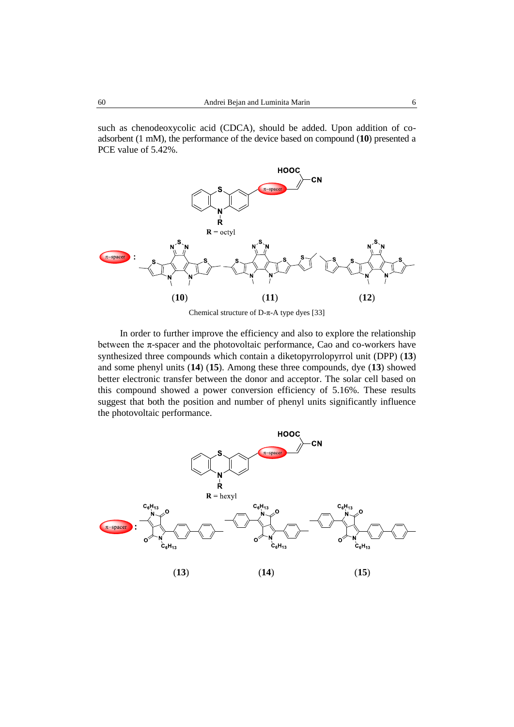such as chenodeoxycolic acid (CDCA), should be added. Upon addition of co-adsorbent (1 mM), the performance of the device based on compound (**10**) presented a PCE value of 5.42%.

Chemical structure of D-π-A type dyes [33]

In order to further improve the efficiency and also to explore the relationship between the π-spacer and the photovoltaic performance, Cao and co-workers have synthesized three compounds which contain a diketopyrrolopyrrol unit (DPP) (**13**) and some phenyl units (**14**) (**15**). Among these three compounds, dye (**13**) showed better electronic transfer between the donor and acceptor. The solar cell based on this compound showed a power conversion efficiency of 5.16%. These results suggest that both the position and number of phenyl units significantly influence the photovoltaic performance.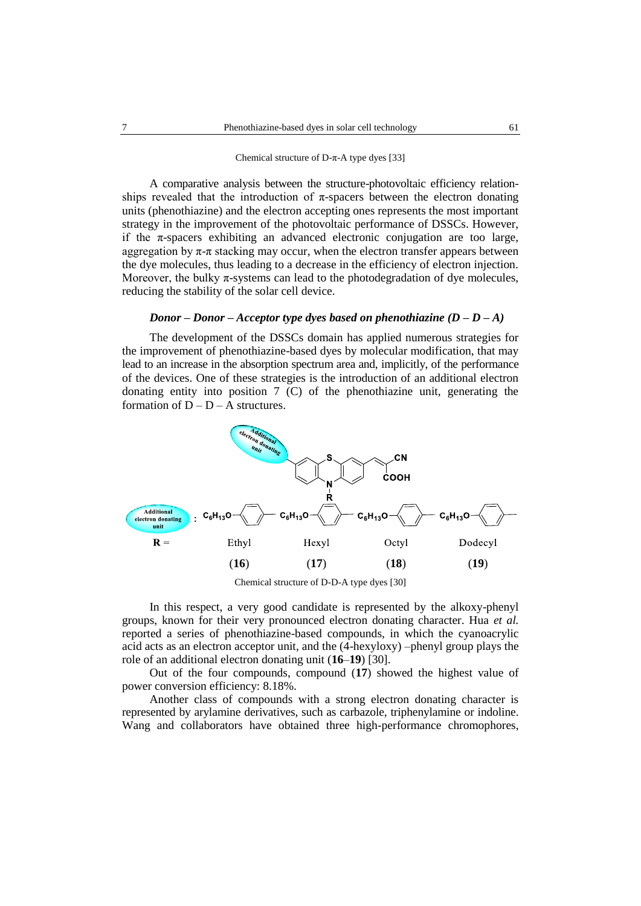Chemical structure of D-π-A type dyes [33]

A comparative analysis between the structure-photovoltaic efficiency relationships revealed that the introduction of π-spacers between the electron donating units (phenothiazine) and the electron accepting ones represents the most important strategy in the improvement of the photovoltaic performance of DSSCs. However, if the π-spacers exhibiting an advanced electronic conjugation are too large, aggregation by π-π stacking may occur, when the electron transfer appears between the dye molecules, thus leading to a decrease in the efficiency of electron injection. Moreover, the bulky π-systems can lead to the photodegradation of dye molecules, reducing the stability of the solar cell device.

### *Donor – Donor – Acceptor type dyes based on phenothiazine (D – D – A)*

The development of the DSSCs domain has applied numerous strategies for the improvement of phenothiazine-based dyes by molecular modification, that may lead to an increase in the absorption spectrum area and, implicitly, of the performance of the devices. One of these strategies is the introduction of an additional electron donating entity into position 7 (C) of the phenothiazine unit, generating the formation of D – D – A structures.

Additional electron donating unit : $C_6H_{13}O$–phenyl; R = Ethyl (**16**), Hexyl (**17**), Octyl (**18**), Dodecyl (**19**)

Chemical structure of D-D-A type dyes [30]

In this respect, a very good candidate is represented by the alkoxy-phenyl groups, known for their very pronounced electron donating character. Hua *et al.* reported a series of phenothiazine-based compounds, in which the cyanoacrylic acid acts as an electron acceptor unit, and the (4-hexyloxy) –phenyl group plays the role of an additional electron donating unit (**16**–**19**) [30].

Out of the four compounds, compound (**17**) showed the highest value of power conversion efficiency: 8.18%.

Another class of compounds with a strong electron donating character is represented by arylamine derivatives, such as carbazole, triphenylamine or indoline. Wang and collaborators have obtained three high-performance chromophores,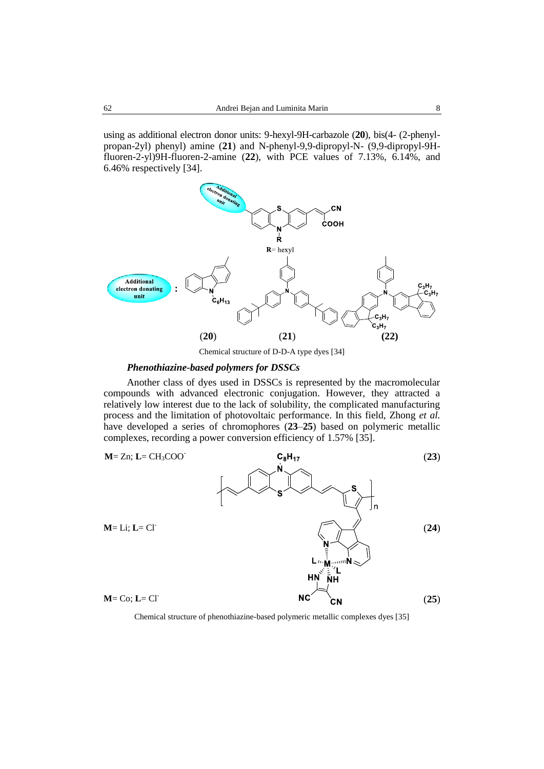using as additional electron donor units: 9-hexyl-9H-carbazole (**20**), bis(4- (2-phenyl-propan-2yl) phenyl) amine (**21**) and N-phenyl-9,9-dipropyl-N- (9,9-dipropyl-9H-fluoren-2-yl)9H-fluoren-2-amine (**22**), with PCE values of 7.13%, 6.14%, and 6.46% respectively [34].

Chemical structure of D-D-A type dyes [34]

***Phenothiazine-based polymers for DSSCs***

Another class of dyes used in DSSCs is represented by the macromolecular compounds with advanced electronic conjugation. However, they attracted a relatively low interest due to the lack of solubility, the complicated manufacturing process and the limitation of photovoltaic performance. In this field, Zhong *et al.* have developed a series of chromophores (**23**–**25**) based on polymeric metallic complexes, recording a power conversion efficiency of 1.57% [35].

Chemical structure of phenothiazine-based polymeric metallic complexes dyes [35]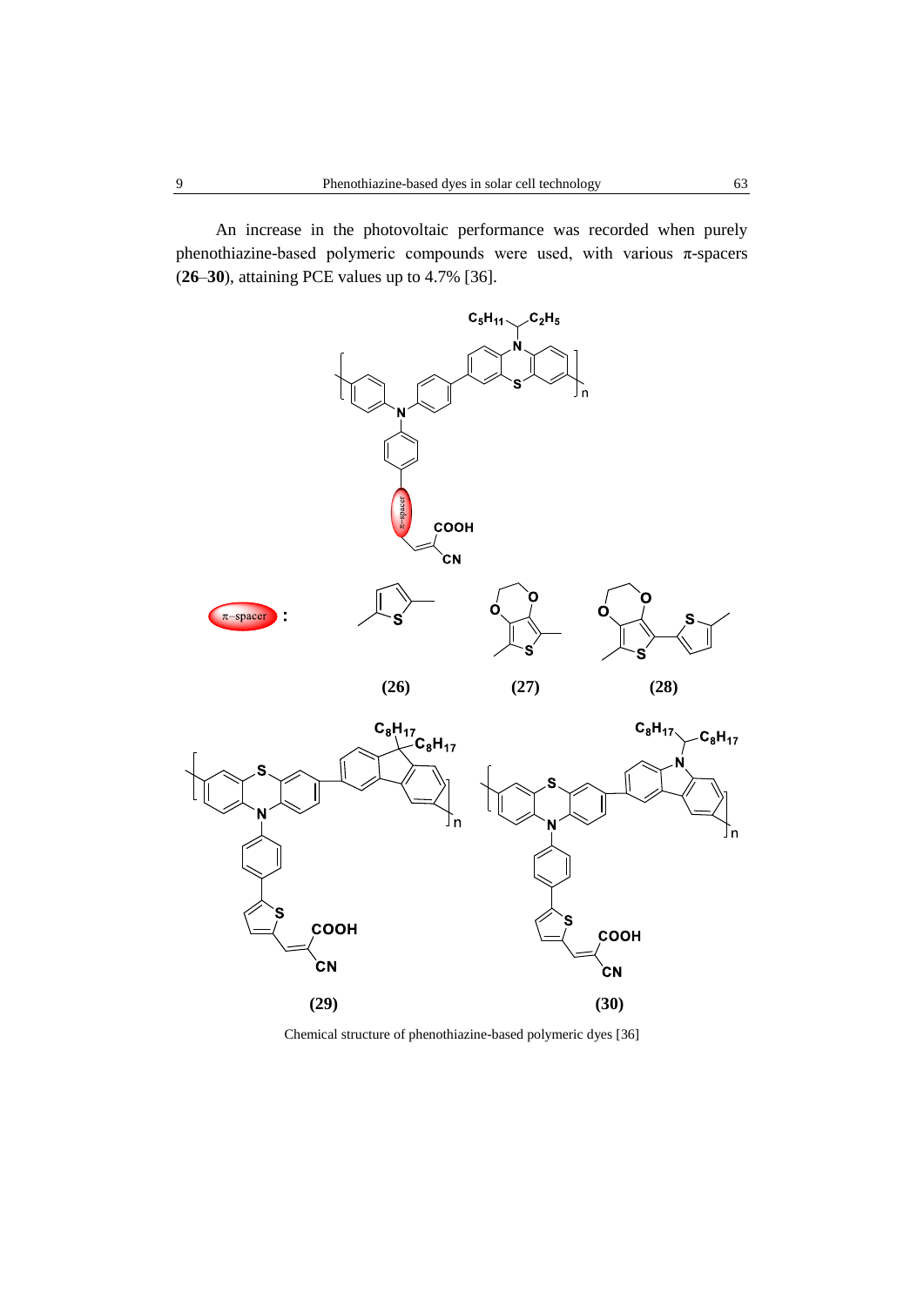An increase in the photovoltaic performance was recorded when purely phenothiazine-based polymeric compounds were used, with various π-spacers (**26**–**30**), attaining PCE values up to 4.7% [36].

Chemical structure of phenothiazine-based polymeric dyes [36]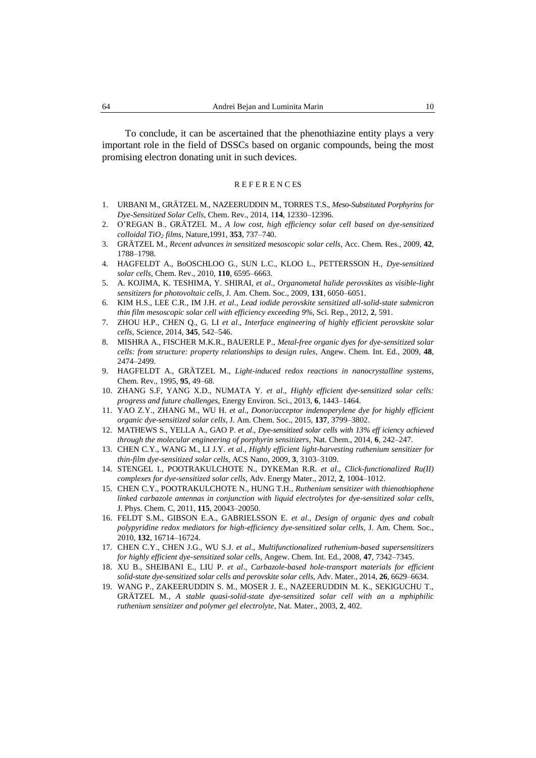To conclude, it can be ascertained that the phenothiazine entity plays a very important role in the field of DSSCs based on organic compounds, being the most promising electron donating unit in such devices.

## REFERENCES

1. URBANI M., GRÄTZEL M., NAZEERUDDIN M., TORRES T.S., *Meso-Substituted Porphyrins for Dye-Sensitized Solar Cells*, Chem. Rev., 2014, 1**14**, 12330–12396.
2. O'REGAN B., GRÄTZEL M., *A low cost, high efficiency solar cell based on dye-sensitized colloidal $TiO_2$ films*, Nature,1991, **353**, 737–740.
3. GRÄTZEL M., *Recent advances in sensitized mesoscopic solar cells*, Acc. Chem. Res., 2009, **42**, 1788–1798.
4. HAGFELDT A., BoOSCHLOO G., SUN L.C., KLOO L., PETTERSSON H., *Dye-sensitized solar cells*, Chem. Rev., 2010, **110**, 6595–6663.
5. A. KOJIMA, K. TESHIMA, Y. SHIRAI, *et al.*, *Organometal halide perovskites as visible-light sensitizers for photovoltaic cells*, J. Am. Chem. Soc., 2009, **131**, 6050–6051.
6. KIM H.S., LEE C.R., IM J.H. *et al.*, *Lead iodide perovskite sensitized all-solid-state submicron thin film mesoscopic solar cell with efficiency exceeding 9%*, Sci. Rep., 2012, **2**, 591.
7. ZHOU H.P., CHEN Q., G. LI *et al*., *Interface engineering of highly efficient perovskite solar cells*, Science, 2014, **345**, 542–546.
8. MISHRA A., FISCHER M.K.R., BAUERLE P., *Metal-free organic dyes for dye-sensitized solar cells: from structure: property relationships to design rules*, Angew. Chem. Int. Ed., 2009, **48**, 2474–2499.
9. HAGFELDT A., GRÄTZEL M., *Light-induced redox reactions in nanocrystalline systems*, Chem. Rev., 1995, **95**, 49–68.
10. ZHANG S.F, YANG X.D., NUMATA Y. *et al*., *Highly efficient dye-sensitized solar cells: progress and future challenges*, Energy Environ. Sci., 2013, **6**, 1443–1464.
11. YAO Z.Y., ZHANG M., WU H. *et al*., *Donor/acceptor indenoperylene dye for highly efficient organic dye-sensitized solar cells*, J. Am. Chem. Soc., 2015, **137**, 3799–3802.
12. MATHEWS S., YELLA A., GAO P. *et al*., *Dye-sensitized solar cells with 13% eff iciency achieved through the molecular engineering of porphyrin sensitizers*, Nat. Chem., 2014, **6**, 242–247.
13. CHEN C.Y., WANG M., LI J.Y. *et al*., *Highly efficient light-harvesting ruthenium sensitizer for thin-film dye-sensitized solar cells*, ACS Nano, 2009, **3**, 3103–3109.
14. STENGEL I., POOTRAKULCHOTE N., DYKEMan R.R. *et al*., *Click-functionalized Ru(II) complexes for dye-sensitized solar cells*, Adv. Energy Mater., 2012, **2**, 1004–1012.
15. CHEN C.Y., POOTRAKULCHOTE N., HUNG T.H., *Ruthenium sensitizer with thienothiophene linked carbazole antennas in conjunction with liquid electrolytes for dye-sensitized solar cells*, J. Phys. Chem. C, 2011, **115**, 20043–20050.
16. FELDT S.M., GIBSON E.A., GABRIELSSON E. *et al*., *Design of organic dyes and cobalt polypyridine redox mediators for high-efficiency dye-sensitized solar cells*, J. Am. Chem. Soc., 2010, **132**, 16714–16724.
17. CHEN C.Y., CHEN J.G., WU S.J. *et al*., *Multifunctionalized ruthenium-based supersensitizers for highly efficient dye-sensitized solar cells*, Angew. Chem. Int. Ed., 2008, **47**, 7342–7345.
18. XU B., SHEIBANI E., LIU P. *et al*., *Carbazole-based hole-transport materials for efficient solid-state dye-sensitized solar cells and perovskite solar cells*, Adv. Mater., 2014, **26**, 6629–6634.
19. WANG P., ZAKEERUDDIN S. M., MOSER J. E., NAZEERUDDIN M. K., SEKIGUCHU T., GRÄTZEL M., *A stable quasi-solid-state dye-sensitized solar cell with an a mphiphilic ruthenium sensitizer and polymer gel electrolyte*, Nat. Mater., 2003, **2**, 402.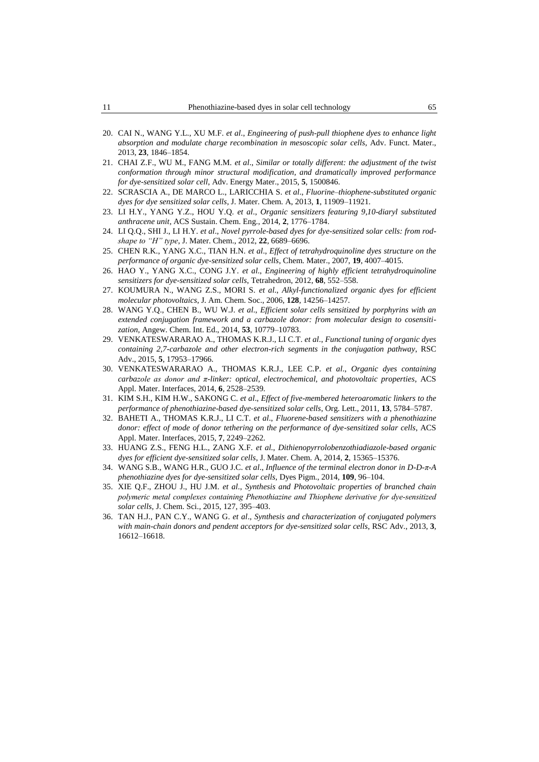20. CAI N., WANG Y.L., XU M.F. *et al*., *Engineering of push-pull thiophene dyes to enhance light absorption and modulate charge recombination in mesoscopic solar cells*, Adv. Funct. Mater., 2013, **23**, 1846–1854.
21. CHAI Z.F., WU M., FANG M.M. *et al*., *Similar or totally different: the adjustment of the twist conformation through minor structural modification, and dramatically improved performance for dye-sensitized solar cell*, Adv. Energy Mater., 2015, **5**, 1500846.
22. SCRASCIA A., DE MARCO L., LARICCHIA S. *et al*., *Fluorine–thiophene-substituted organic dyes for dye sensitized solar cells*, J. Mater. Chem. A, 2013, **1**, 11909–11921.
23. LI H.Y., YANG Y.Z., HOU Y.Q. *et al*., *Organic sensitizers featuring 9,10-diaryl substituted anthracene unit*, ACS Sustain. Chem. Eng., 2014, **2**, 1776–1784.
24. LI Q.Q., SHI J., LI H.Y. *et al*., *Novel pyrrole-based dyes for dye-sensitized solar cells: from rod-shape to "H" type*, J. Mater. Chem., 2012, **22**, 6689–6696.
25. CHEN R.K., YANG X.C., TIAN H.N. *et al*., *Effect of tetrahydroquinoline dyes structure on the performance of organic dye-sensitized solar cells*, Chem. Mater., 2007, **19**, 4007–4015.
26. HAO Y., YANG X.C., CONG J.Y. *et al*., *Engineering of highly efficient tetrahydroquinoline sensitizers for dye-sensitized solar cells*, Tetrahedron, 2012, **68**, 552–558.
27. KOUMURA N., WANG Z.S., MORI S. *et al*., *Alkyl-functionalized organic dyes for efficient molecular photovoltaics*, J. Am. Chem. Soc., 2006, **128**, 14256–14257.
28. WANG Y.Q., CHEN B., WU W.J. *et al*., *Efficient solar cells sensitized by porphyrins with an extended conjugation framework and a carbazole donor: from molecular design to cosensitization*, Angew. Chem. Int. Ed., 2014, **53**, 10779–10783.
29. VENKATESWARARAO A., THOMAS K.R.J., LI C.T. *et al*., *Functional tuning of organic dyes containing 2,7-carbazole and other electron-rich segments in the conjugation pathway*, RSC Adv., 2015, **5**, 17953–17966.
30. VENKATESWARARAO A., THOMAS K.R.J., LEE C.P. *et al*., *Organic dyes containing carbazole as donor and π-linker: optical, electrochemical, and photovoltaic properties*, ACS Appl. Mater. Interfaces, 2014, **6**, 2528–2539.
31. KIM S.H., KIM H.W., SAKONG C. *et al*., *Effect of five-membered heteroaromatic linkers to the performance of phenothiazine-based dye-sensitized solar cells*, Org. Lett., 2011, **13**, 5784–5787.
32. BAHETI A., THOMAS K.R.J., LI C.T. *et al*., *Fluorene-based sensitizers with a phenothiazine donor: effect of mode of donor tethering on the performance of dye-sensitized solar cells*, ACS Appl. Mater. Interfaces, 2015, **7**, 2249–2262.
33. HUANG Z.S., FENG H.L., ZANG X.F. *et al*., *Dithienopyrrolobenzothiadiazole-based organic dyes for efficient dye-sensitized solar cells*, J. Mater. Chem. A, 2014, **2**, 15365–15376.
34. WANG S.B., WANG H.R., GUO J.C. *et al*., *Influence of the terminal electron donor in D-D-π-A phenothiazine dyes for dye-sensitized solar cells*, Dyes Pigm., 2014, **109**, 96–104.
35. XIE Q.F., ZHOU J., HU J.M. *et al*., *Synthesis and Photovoltaic properties of branched chain polymeric metal complexes containing Phenothiazine and Thiophene derivative for dye-sensitized solar cells*, J. Chem. Sci., 2015, 127, 395–403.
36. TAN H.J., PAN C.Y., WANG G. *et al*., *Synthesis and characterization of conjugated polymers with main-chain donors and pendent acceptors for dye-sensitized solar cells*, RSC Adv., 2013, **3**, 16612–16618.